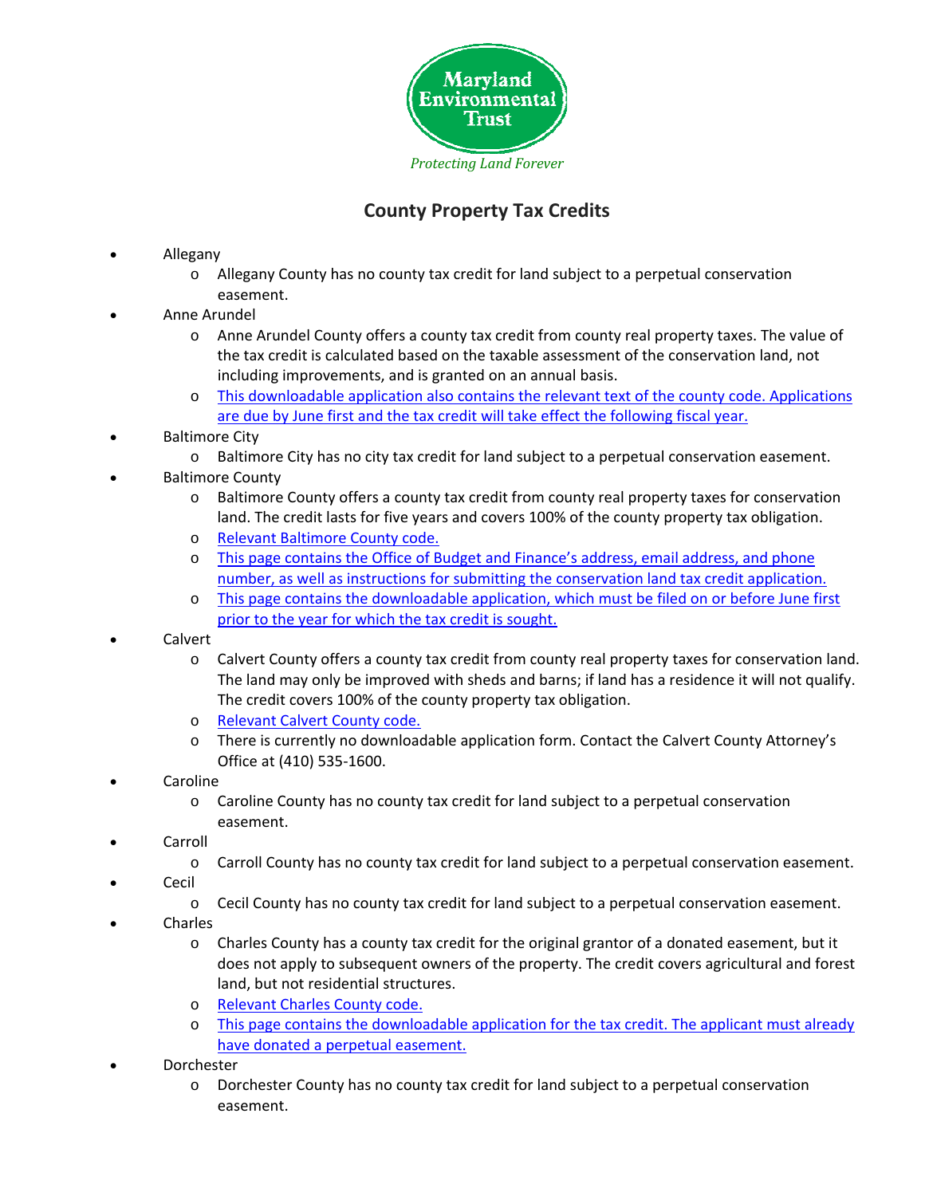Maryland Environmental Trust

*Protecting Land Forever*

# County Property Tax Credits

- Allegany
  - Allegany County has no county tax credit for land subject to a perpetual conservation easement.
- Anne Arundel
  - Anne Arundel County offers a county tax credit from county real property taxes. The value of the tax credit is calculated based on the taxable assessment of the conservation land, not including improvements, and is granted on an annual basis.
  - This downloadable application also contains the relevant text of the county code. Applications are due by June first and the tax credit will take effect the following fiscal year.
- Baltimore City
  - Baltimore City has no city tax credit for land subject to a perpetual conservation easement.
- Baltimore County
  - Baltimore County offers a county tax credit from county real property taxes for conservation land. The credit lasts for five years and covers 100% of the county property tax obligation.
  - Relevant Baltimore County code.
  - This page contains the Office of Budget and Finance's address, email address, and phone number, as well as instructions for submitting the conservation land tax credit application.
  - This page contains the downloadable application, which must be filed on or before June first prior to the year for which the tax credit is sought.
- Calvert
  - Calvert County offers a county tax credit from county real property taxes for conservation land. The land may only be improved with sheds and barns; if land has a residence it will not qualify. The credit covers 100% of the county property tax obligation.
  - Relevant Calvert County code.
  - There is currently no downloadable application form. Contact the Calvert County Attorney's Office at (410) 535-1600.
- Caroline
  - Caroline County has no county tax credit for land subject to a perpetual conservation easement.
- Carroll
  - Carroll County has no county tax credit for land subject to a perpetual conservation easement.
- Cecil
  - Cecil County has no county tax credit for land subject to a perpetual conservation easement.
- Charles
  - Charles County has a county tax credit for the original grantor of a donated easement, but it does not apply to subsequent owners of the property. The credit covers agricultural and forest land, but not residential structures.
  - Relevant Charles County code.
  - This page contains the downloadable application for the tax credit. The applicant must already have donated a perpetual easement.
- Dorchester
  - Dorchester County has no county tax credit for land subject to a perpetual conservation easement.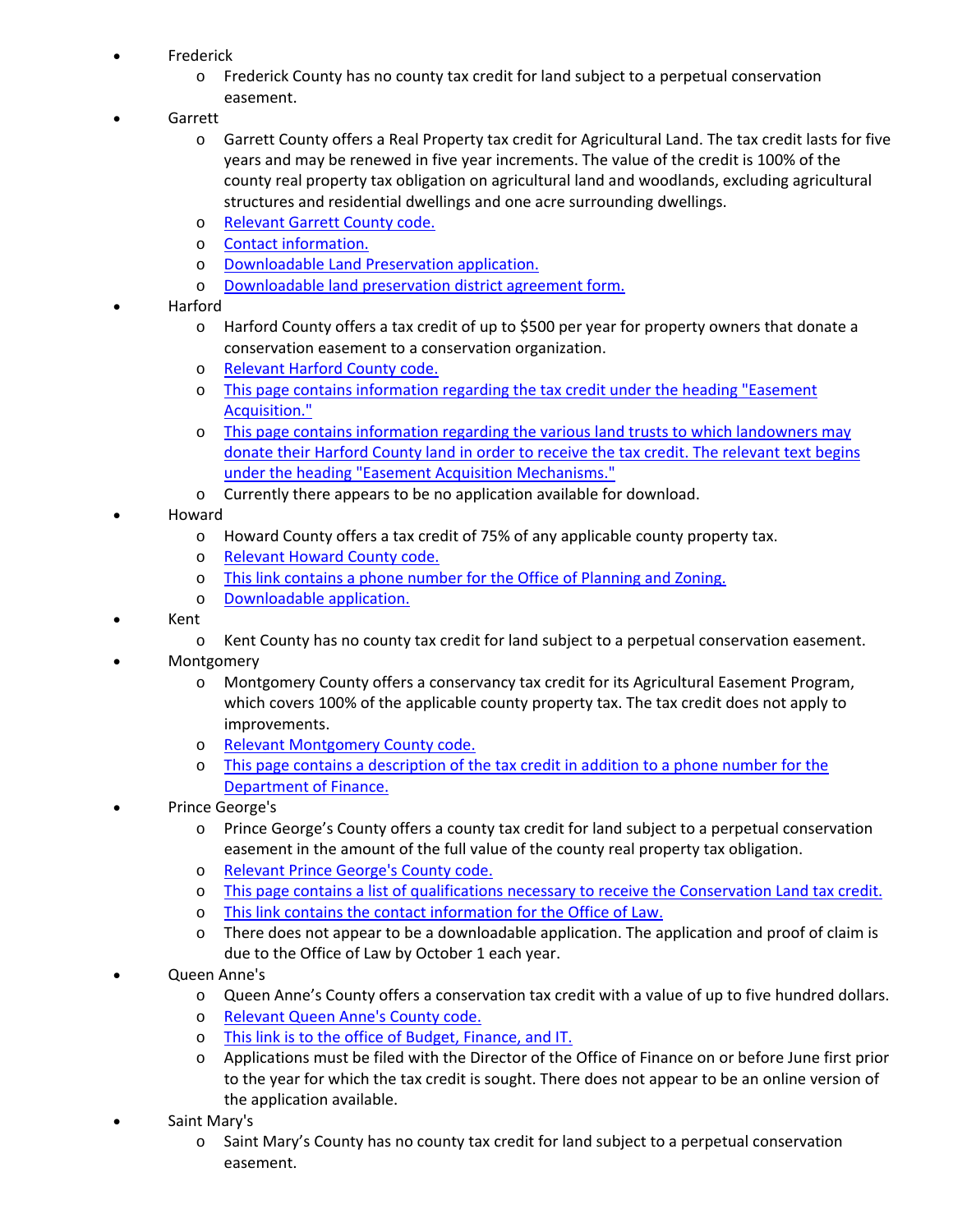- Frederick
  - Frederick County has no county tax credit for land subject to a perpetual conservation easement.
- Garrett
  - Garrett County offers a Real Property tax credit for Agricultural Land. The tax credit lasts for five years and may be renewed in five year increments. The value of the credit is 100% of the county real property tax obligation on agricultural land and woodlands, excluding agricultural structures and residential dwellings and one acre surrounding dwellings.
  - Relevant Garrett County code.
  - Contact information.
  - Downloadable Land Preservation application.
  - Downloadable land preservation district agreement form.
- Harford
  - Harford County offers a tax credit of up to $500 per year for property owners that donate a conservation easement to a conservation organization.
  - Relevant Harford County code.
  - This page contains information regarding the tax credit under the heading "Easement Acquisition."
  - This page contains information regarding the various land trusts to which landowners may donate their Harford County land in order to receive the tax credit. The relevant text begins under the heading "Easement Acquisition Mechanisms."
  - Currently there appears to be no application available for download.
- Howard
  - Howard County offers a tax credit of 75% of any applicable county property tax.
  - Relevant Howard County code.
  - This link contains a phone number for the Office of Planning and Zoning.
  - Downloadable application.
- Kent
  - Kent County has no county tax credit for land subject to a perpetual conservation easement.
- Montgomery
  - Montgomery County offers a conservancy tax credit for its Agricultural Easement Program, which covers 100% of the applicable county property tax. The tax credit does not apply to improvements.
  - Relevant Montgomery County code.
  - This page contains a description of the tax credit in addition to a phone number for the Department of Finance.
- Prince George's
  - Prince George's County offers a county tax credit for land subject to a perpetual conservation easement in the amount of the full value of the county real property tax obligation.
  - Relevant Prince George's County code.
  - This page contains a list of qualifications necessary to receive the Conservation Land tax credit.
  - This link contains the contact information for the Office of Law.
  - There does not appear to be a downloadable application. The application and proof of claim is due to the Office of Law by October 1 each year.
- Queen Anne's
  - Queen Anne's County offers a conservation tax credit with a value of up to five hundred dollars.
  - Relevant Queen Anne's County code.
  - This link is to the office of Budget, Finance, and IT.
  - Applications must be filed with the Director of the Office of Finance on or before June first prior to the year for which the tax credit is sought. There does not appear to be an online version of the application available.
- Saint Mary's
  - Saint Mary's County has no county tax credit for land subject to a perpetual conservation easement.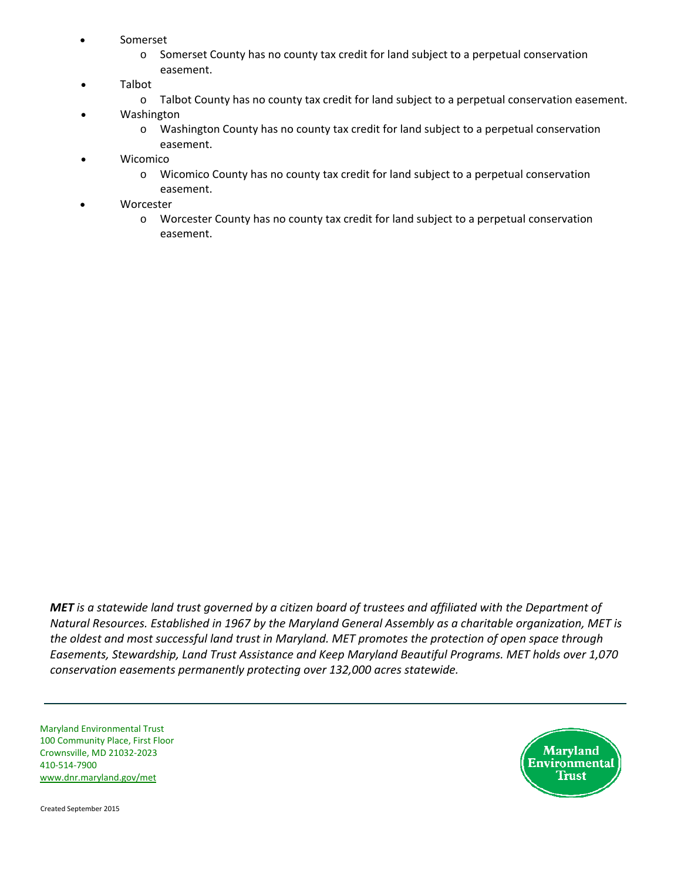- Somerset
    - Somerset County has no county tax credit for land subject to a perpetual conservation easement.
- Talbot
    - Talbot County has no county tax credit for land subject to a perpetual conservation easement.
- Washington
    - Washington County has no county tax credit for land subject to a perpetual conservation easement.
- Wicomico
    - Wicomico County has no county tax credit for land subject to a perpetual conservation easement.
- Worcester
    - Worcester County has no county tax credit for land subject to a perpetual conservation easement.

***MET** is a statewide land trust governed by a citizen board of trustees and affiliated with the Department of Natural Resources. Established in 1967 by the Maryland General Assembly as a charitable organization, MET is the oldest and most successful land trust in Maryland. MET promotes the protection of open space through Easements, Stewardship, Land Trust Assistance and Keep Maryland Beautiful Programs. MET holds over 1,070 conservation easements permanently protecting over 132,000 acres statewide.*

---

Maryland Environmental Trust
100 Community Place, First Floor
Crownsville, MD 21032-2023
410-514-7900
www.dnr.maryland.gov/met

Maryland Environmental Trust

Created September 2015